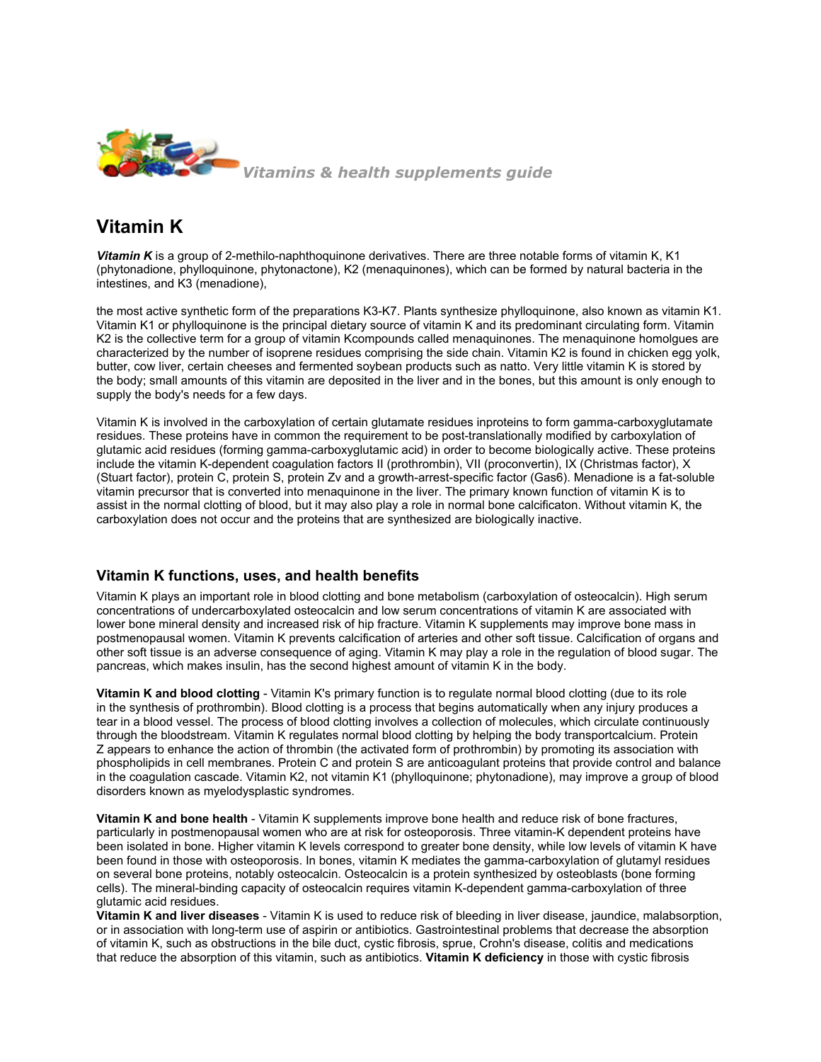*Vitamins & health supplements guide*

# Vitamin K

***Vitamin K*** is a group of 2-methilo-naphthoquinone derivatives. There are three notable forms of vitamin K, K1 (phytonadione, phylloquinone, phytonactone), K2 (menaquinones), which can be formed by natural bacteria in the intestines, and K3 (menadione),

the most active synthetic form of the preparations K3-K7. Plants synthesize phylloquinone, also known as vitamin K1. Vitamin K1 or phylloquinone is the principal dietary source of vitamin K and its predominant circulating form. Vitamin K2 is the collective term for a group of vitamin Kcompounds called menaquinones. The menaquinone homolgues are characterized by the number of isoprene residues comprising the side chain. Vitamin K2 is found in chicken egg yolk, butter, cow liver, certain cheeses and fermented soybean products such as natto. Very little vitamin K is stored by the body; small amounts of this vitamin are deposited in the liver and in the bones, but this amount is only enough to supply the body's needs for a few days.

Vitamin K is involved in the carboxylation of certain glutamate residues inproteins to form gamma-carboxyglutamate residues. These proteins have in common the requirement to be post-translationally modified by carboxylation of glutamic acid residues (forming gamma-carboxyglutamic acid) in order to become biologically active. These proteins include the vitamin K-dependent coagulation factors II (prothrombin), VII (proconvertin), IX (Christmas factor), X (Stuart factor), protein C, protein S, protein Zv and a growth-arrest-specific factor (Gas6). Menadione is a fat-soluble vitamin precursor that is converted into menaquinone in the liver. The primary known function of vitamin K is to assist in the normal clotting of blood, but it may also play a role in normal bone calcificaton. Without vitamin K, the carboxylation does not occur and the proteins that are synthesized are biologically inactive.

## Vitamin K functions, uses, and health benefits

Vitamin K plays an important role in blood clotting and bone metabolism (carboxylation of osteocalcin). High serum concentrations of undercarboxylated osteocalcin and low serum concentrations of vitamin K are associated with lower bone mineral density and increased risk of hip fracture. Vitamin K supplements may improve bone mass in postmenopausal women. Vitamin K prevents calcification of arteries and other soft tissue. Calcification of organs and other soft tissue is an adverse consequence of aging. Vitamin K may play a role in the regulation of blood sugar. The pancreas, which makes insulin, has the second highest amount of vitamin K in the body.

**Vitamin K and blood clotting** - Vitamin K's primary function is to regulate normal blood clotting (due to its role in the synthesis of prothrombin). Blood clotting is a process that begins automatically when any injury produces a tear in a blood vessel. The process of blood clotting involves a collection of molecules, which circulate continuously through the bloodstream. Vitamin K regulates normal blood clotting by helping the body transportcalcium. Protein Z appears to enhance the action of thrombin (the activated form of prothrombin) by promoting its association with phospholipids in cell membranes. Protein C and protein S are anticoagulant proteins that provide control and balance in the coagulation cascade. Vitamin K2, not vitamin K1 (phylloquinone; phytonadione), may improve a group of blood disorders known as myelodysplastic syndromes.

**Vitamin K and bone health** - Vitamin K supplements improve bone health and reduce risk of bone fractures, particularly in postmenopausal women who are at risk for osteoporosis. Three vitamin-K dependent proteins have been isolated in bone. Higher vitamin K levels correspond to greater bone density, while low levels of vitamin K have been found in those with osteoporosis. In bones, vitamin K mediates the gamma-carboxylation of glutamyl residues on several bone proteins, notably osteocalcin. Osteocalcin is a protein synthesized by osteoblasts (bone forming cells). The mineral-binding capacity of osteocalcin requires vitamin K-dependent gamma-carboxylation of three glutamic acid residues.

**Vitamin K and liver diseases** - Vitamin K is used to reduce risk of bleeding in liver disease, jaundice, malabsorption, or in association with long-term use of aspirin or antibiotics. Gastrointestinal problems that decrease the absorption of vitamin K, such as obstructions in the bile duct, cystic fibrosis, sprue, Crohn's disease, colitis and medications that reduce the absorption of this vitamin, such as antibiotics. **Vitamin K deficiency** in those with cystic fibrosis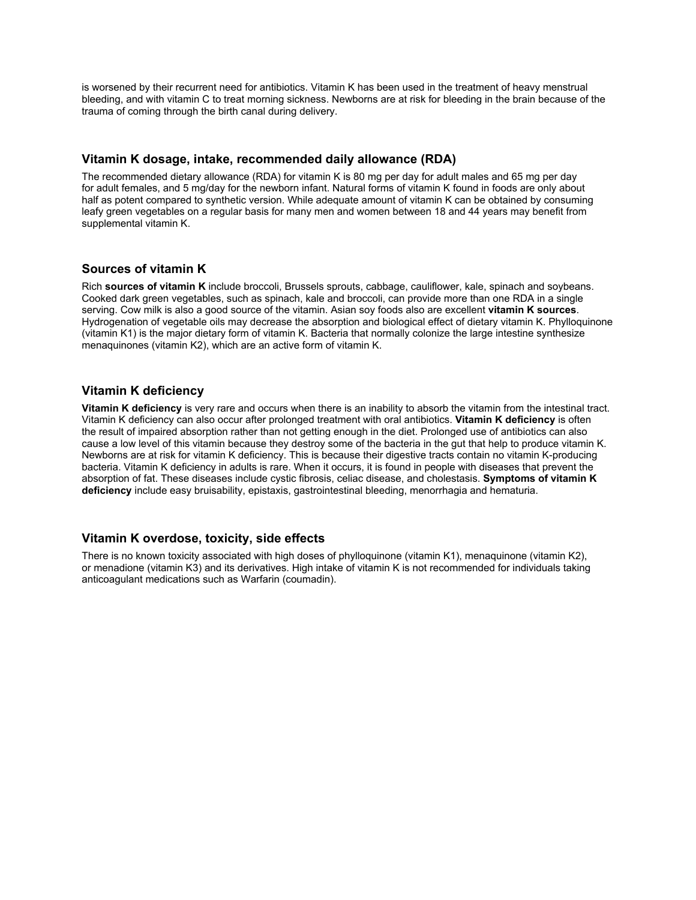is worsened by their recurrent need for antibiotics. Vitamin K has been used in the treatment of heavy menstrual bleeding, and with vitamin C to treat morning sickness. Newborns are at risk for bleeding in the brain because of the trauma of coming through the birth canal during delivery.

## Vitamin K dosage, intake, recommended daily allowance (RDA)

The recommended dietary allowance (RDA) for vitamin K is 80 mg per day for adult males and 65 mg per day for adult females, and 5 mg/day for the newborn infant. Natural forms of vitamin K found in foods are only about half as potent compared to synthetic version. While adequate amount of vitamin K can be obtained by consuming leafy green vegetables on a regular basis for many men and women between 18 and 44 years may benefit from supplemental vitamin K.

## Sources of vitamin K

Rich **sources of vitamin K** include broccoli, Brussels sprouts, cabbage, cauliflower, kale, spinach and soybeans. Cooked dark green vegetables, such as spinach, kale and broccoli, can provide more than one RDA in a single serving. Cow milk is also a good source of the vitamin. Asian soy foods also are excellent **vitamin K sources**. Hydrogenation of vegetable oils may decrease the absorption and biological effect of dietary vitamin K. Phylloquinone (vitamin K1) is the major dietary form of vitamin K. Bacteria that normally colonize the large intestine synthesize menaquinones (vitamin K2), which are an active form of vitamin K.

## Vitamin K deficiency

**Vitamin K deficiency** is very rare and occurs when there is an inability to absorb the vitamin from the intestinal tract. Vitamin K deficiency can also occur after prolonged treatment with oral antibiotics. **Vitamin K deficiency** is often the result of impaired absorption rather than not getting enough in the diet. Prolonged use of antibiotics can also cause a low level of this vitamin because they destroy some of the bacteria in the gut that help to produce vitamin K. Newborns are at risk for vitamin K deficiency. This is because their digestive tracts contain no vitamin K-producing bacteria. Vitamin K deficiency in adults is rare. When it occurs, it is found in people with diseases that prevent the absorption of fat. These diseases include cystic fibrosis, celiac disease, and cholestasis. **Symptoms of vitamin K deficiency** include easy bruisability, epistaxis, gastrointestinal bleeding, menorrhagia and hematuria.

## Vitamin K overdose, toxicity, side effects

There is no known toxicity associated with high doses of phylloquinone (vitamin K1), menaquinone (vitamin K2), or menadione (vitamin K3) and its derivatives. High intake of vitamin K is not recommended for individuals taking anticoagulant medications such as Warfarin (coumadin).